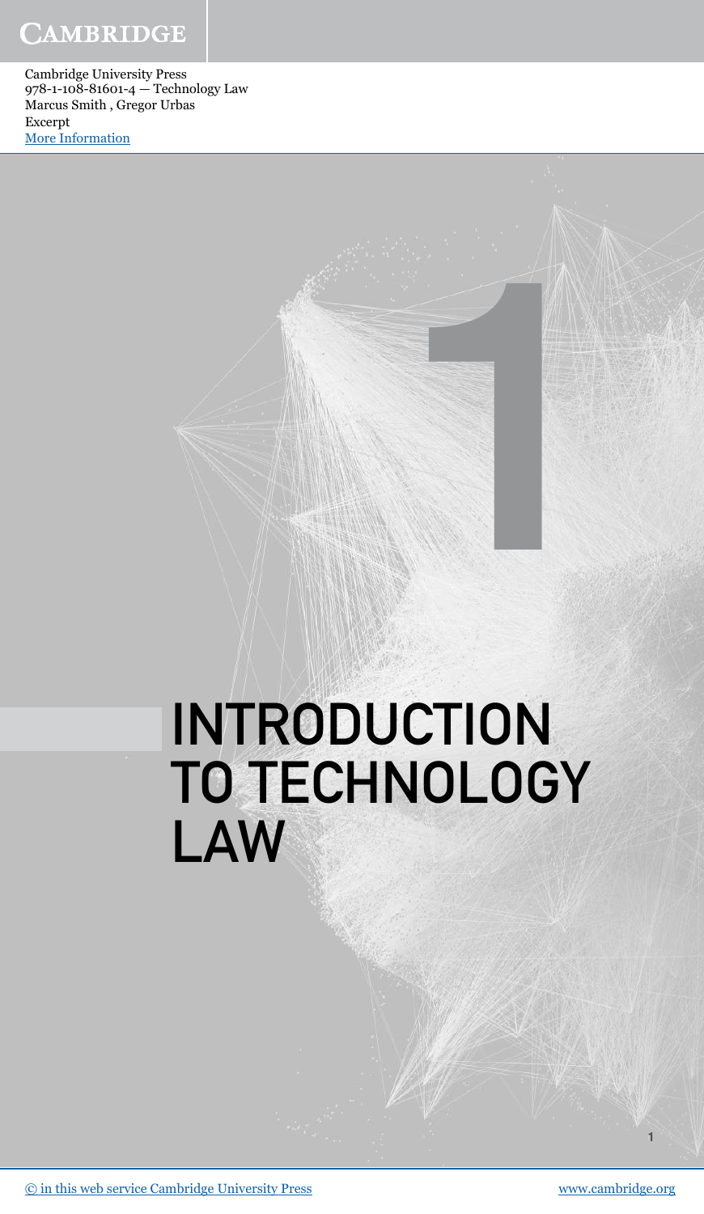Cambridge University Press
978-1-108-81601-4 — Technology Law
Marcus Smith , Gregor Urbas
Excerpt
More Information

# 1

# INTRODUCTION TO TECHNOLOGY LAW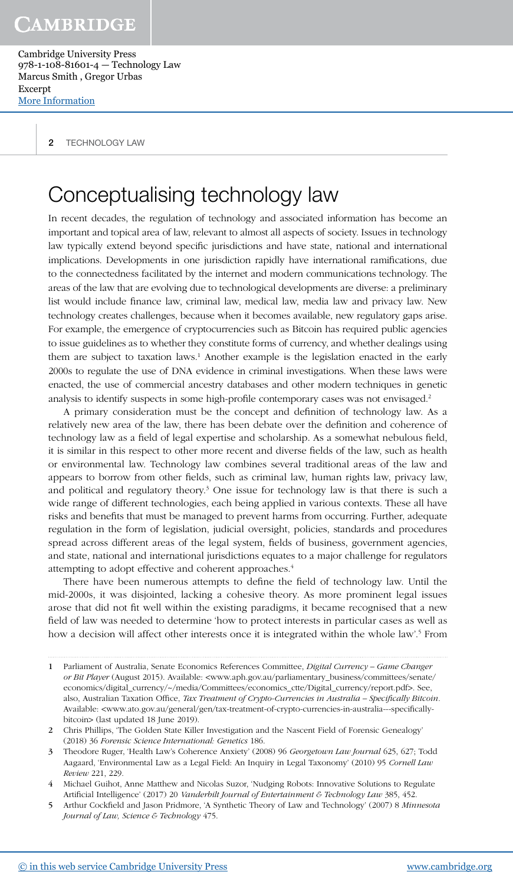# Conceptualising technology law

In recent decades, the regulation of technology and associated information has become an important and topical area of law, relevant to almost all aspects of society. Issues in technology law typically extend beyond specific jurisdictions and have state, national and international implications. Developments in one jurisdiction rapidly have international ramifications, due to the connectedness facilitated by the internet and modern communications technology. The areas of the law that are evolving due to technological developments are diverse: a preliminary list would include finance law, criminal law, medical law, media law and privacy law. New technology creates challenges, because when it becomes available, new regulatory gaps arise. For example, the emergence of cryptocurrencies such as Bitcoin has required public agencies to issue guidelines as to whether they constitute forms of currency, and whether dealings using them are subject to taxation laws.[1] Another example is the legislation enacted in the early 2000s to regulate the use of DNA evidence in criminal investigations. When these laws were enacted, the use of commercial ancestry databases and other modern techniques in genetic analysis to identify suspects in some high-profile contemporary cases was not envisaged.[2]

A primary consideration must be the concept and definition of technology law. As a relatively new area of the law, there has been debate over the definition and coherence of technology law as a field of legal expertise and scholarship. As a somewhat nebulous field, it is similar in this respect to other more recent and diverse fields of the law, such as health or environmental law. Technology law combines several traditional areas of the law and appears to borrow from other fields, such as criminal law, human rights law, privacy law, and political and regulatory theory.[3] One issue for technology law is that there is such a wide range of different technologies, each being applied in various contexts. These all have risks and benefits that must be managed to prevent harms from occurring. Further, adequate regulation in the form of legislation, judicial oversight, policies, standards and procedures spread across different areas of the legal system, fields of business, government agencies, and state, national and international jurisdictions equates to a major challenge for regulators attempting to adopt effective and coherent approaches.[4]

There have been numerous attempts to define the field of technology law. Until the mid-2000s, it was disjointed, lacking a cohesive theory. As more prominent legal issues arose that did not fit well within the existing paradigms, it became recognised that a new field of law was needed to determine 'how to protect interests in particular cases as well as how a decision will affect other interests once it is integrated within the whole law'.[5] From

---

1 Parliament of Australia, Senate Economics References Committee, *Digital Currency – Game Changer or Bit Player* (August 2015). Available: <www.aph.gov.au/parliamentary_business/committees/senate/economics/digital_currency/~/media/Committees/economics_ctte/Digital_currency/report.pdf>. See, also, Australian Taxation Office, *Tax Treatment of Crypto-Currencies in Australia – Specifically Bitcoin*. Available: <www.ato.gov.au/general/gen/tax-treatment-of-crypto-currencies-in-australia---specifically-bitcoin> (last updated 18 June 2019).

2 Chris Phillips, 'The Golden State Killer Investigation and the Nascent Field of Forensic Genealogy' (2018) 36 *Forensic Science International: Genetics* 186.

3 Theodore Ruger, 'Health Law's Coherence Anxiety' (2008) 96 *Georgetown Law Journal* 625, 627; Todd Aagaard, 'Environmental Law as a Legal Field: An Inquiry in Legal Taxonomy' (2010) 95 *Cornell Law Review* 221, 229.

4 Michael Guihot, Anne Matthew and Nicolas Suzor, 'Nudging Robots: Innovative Solutions to Regulate Artificial Intelligence' (2017) 20 *Vanderbilt Journal of Entertainment & Technology Law* 385, 452.

5 Arthur Cockfield and Jason Pridmore, 'A Synthetic Theory of Law and Technology' (2007) 8 *Minnesota Journal of Law, Science & Technology* 475.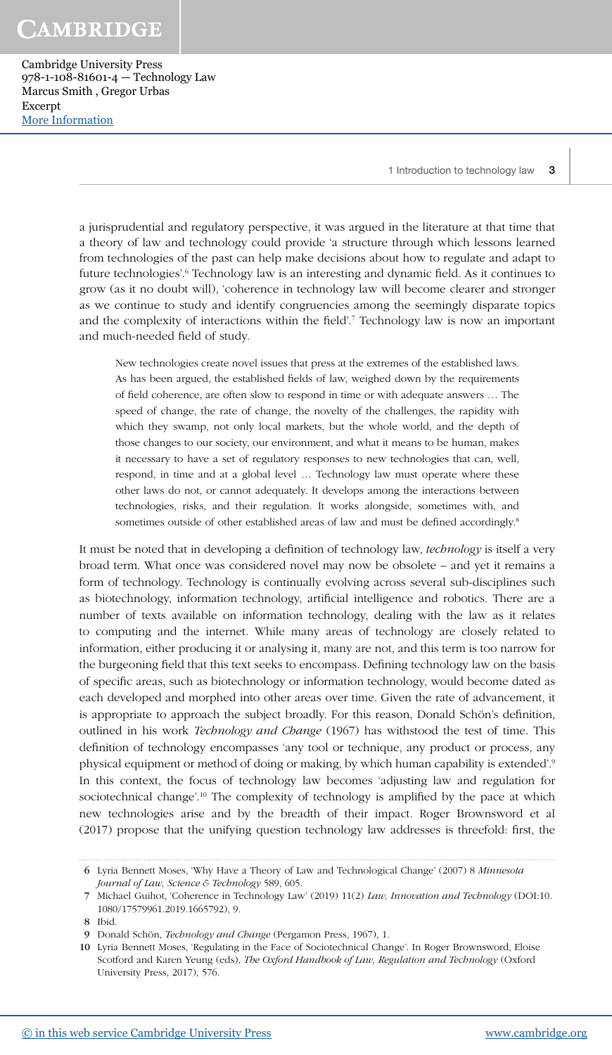a jurisprudential and regulatory perspective, it was argued in the literature at that time that a theory of law and technology could provide 'a structure through which lessons learned from technologies of the past can help make decisions about how to regulate and adapt to future technologies'.[6] Technology law is an interesting and dynamic field. As it continues to grow (as it no doubt will), 'coherence in technology law will become clearer and stronger as we continue to study and identify congruencies among the seemingly disparate topics and the complexity of interactions within the field'.[7] Technology law is now an important and much-needed field of study.

> New technologies create novel issues that press at the extremes of the established laws. As has been argued, the established fields of law, weighed down by the requirements of field coherence, are often slow to respond in time or with adequate answers … The speed of change, the rate of change, the novelty of the challenges, the rapidity with which they swamp, not only local markets, but the whole world, and the depth of those changes to our society, our environment, and what it means to be human, makes it necessary to have a set of regulatory responses to new technologies that can, well, respond, in time and at a global level … Technology law must operate where these other laws do not, or cannot adequately. It develops among the interactions between technologies, risks, and their regulation. It works alongside, sometimes with, and sometimes outside of other established areas of law and must be defined accordingly.[8]

It must be noted that in developing a definition of technology law, *technology* is itself a very broad term. What once was considered novel may now be obsolete – and yet it remains a form of technology. Technology is continually evolving across several sub-disciplines such as biotechnology, information technology, artificial intelligence and robotics. There are a number of texts available on information technology, dealing with the law as it relates to computing and the internet. While many areas of technology are closely related to information, either producing it or analysing it, many are not, and this term is too narrow for the burgeoning field that this text seeks to encompass. Defining technology law on the basis of specific areas, such as biotechnology or information technology, would become dated as each developed and morphed into other areas over time. Given the rate of advancement, it is appropriate to approach the subject broadly. For this reason, Donald Schön's definition, outlined in his work *Technology and Change* (1967) has withstood the test of time. This definition of technology encompasses 'any tool or technique, any product or process, any physical equipment or method of doing or making, by which human capability is extended'.[9] In this context, the focus of technology law becomes 'adjusting law and regulation for sociotechnical change'.[10] The complexity of technology is amplified by the pace at which new technologies arise and by the breadth of their impact. Roger Brownsword et al (2017) propose that the unifying question technology law addresses is threefold: first, the

6 Lyria Bennett Moses, 'Why Have a Theory of Law and Technological Change' (2007) 8 *Minnesota Journal of Law, Science & Technology* 589, 605.

7 Michael Guihot, 'Coherence in Technology Law' (2019) 11(2) *Law, Innovation and Technology* (DOI:10.1080/17579961.2019.1665792), 9.

8 Ibid.

9 Donald Schön, *Technology and Change* (Pergamon Press, 1967), 1.

10 Lyria Bennett Moses, 'Regulating in the Face of Sociotechnical Change'. In Roger Brownsword, Eloise Scotford and Karen Yeung (eds), *The Oxford Handbook of Law, Regulation and Technology* (Oxford University Press, 2017), 576.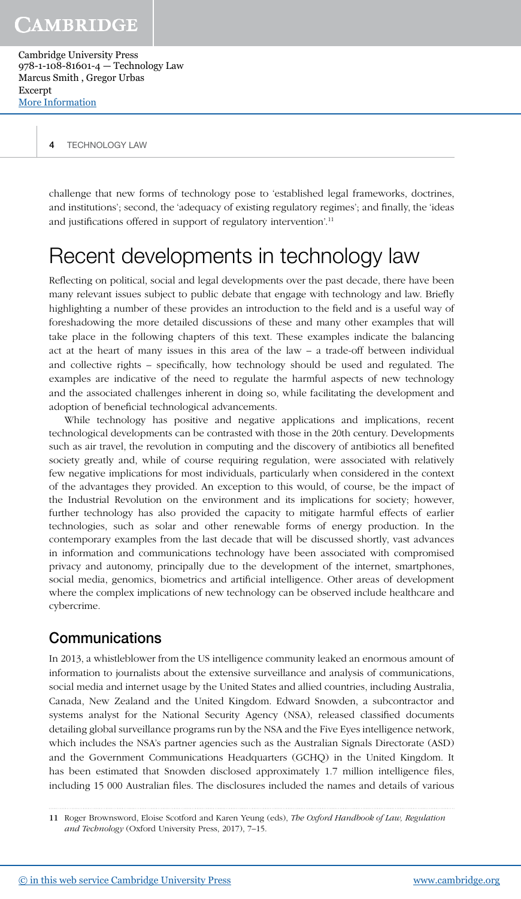challenge that new forms of technology pose to 'established legal frameworks, doctrines, and institutions'; second, the 'adequacy of existing regulatory regimes'; and finally, the 'ideas and justifications offered in support of regulatory intervention'.[11]

# Recent developments in technology law

Reflecting on political, social and legal developments over the past decade, there have been many relevant issues subject to public debate that engage with technology and law. Briefly highlighting a number of these provides an introduction to the field and is a useful way of foreshadowing the more detailed discussions of these and many other examples that will take place in the following chapters of this text. These examples indicate the balancing act at the heart of many issues in this area of the law – a trade-off between individual and collective rights – specifically, how technology should be used and regulated. The examples are indicative of the need to regulate the harmful aspects of new technology and the associated challenges inherent in doing so, while facilitating the development and adoption of beneficial technological advancements.

While technology has positive and negative applications and implications, recent technological developments can be contrasted with those in the 20th century. Developments such as air travel, the revolution in computing and the discovery of antibiotics all benefited society greatly and, while of course requiring regulation, were associated with relatively few negative implications for most individuals, particularly when considered in the context of the advantages they provided. An exception to this would, of course, be the impact of the Industrial Revolution on the environment and its implications for society; however, further technology has also provided the capacity to mitigate harmful effects of earlier technologies, such as solar and other renewable forms of energy production. In the contemporary examples from the last decade that will be discussed shortly, vast advances in information and communications technology have been associated with compromised privacy and autonomy, principally due to the development of the internet, smartphones, social media, genomics, biometrics and artificial intelligence. Other areas of development where the complex implications of new technology can be observed include healthcare and cybercrime.

## Communications

In 2013, a whistleblower from the US intelligence community leaked an enormous amount of information to journalists about the extensive surveillance and analysis of communications, social media and internet usage by the United States and allied countries, including Australia, Canada, New Zealand and the United Kingdom. Edward Snowden, a subcontractor and systems analyst for the National Security Agency (NSA), released classified documents detailing global surveillance programs run by the NSA and the Five Eyes intelligence network, which includes the NSA's partner agencies such as the Australian Signals Directorate (ASD) and the Government Communications Headquarters (GCHQ) in the United Kingdom. It has been estimated that Snowden disclosed approximately 1.7 million intelligence files, including 15 000 Australian files. The disclosures included the names and details of various

---

11 Roger Brownsword, Eloise Scotford and Karen Yeung (eds), *The Oxford Handbook of Law, Regulation and Technology* (Oxford University Press, 2017), 7–15.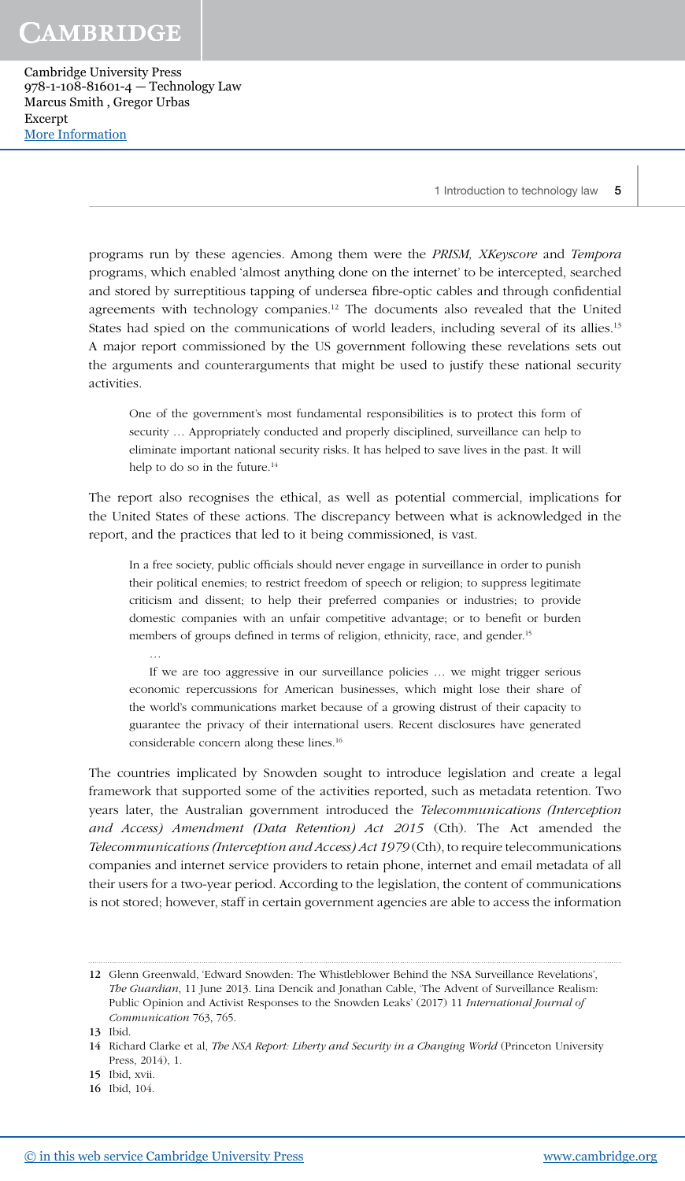programs run by these agencies. Among them were the *PRISM, XKeyscore* and *Tempora* programs, which enabled 'almost anything done on the internet' to be intercepted, searched and stored by surreptitious tapping of undersea fibre-optic cables and through confidential agreements with technology companies.[12] The documents also revealed that the United States had spied on the communications of world leaders, including several of its allies.[13] A major report commissioned by the US government following these revelations sets out the arguments and counterarguments that might be used to justify these national security activities.

> One of the government's most fundamental responsibilities is to protect this form of security … Appropriately conducted and properly disciplined, surveillance can help to eliminate important national security risks. It has helped to save lives in the past. It will help to do so in the future.[14]

The report also recognises the ethical, as well as potential commercial, implications for the United States of these actions. The discrepancy between what is acknowledged in the report, and the practices that led to it being commissioned, is vast.

> In a free society, public officials should never engage in surveillance in order to punish their political enemies; to restrict freedom of speech or religion; to suppress legitimate criticism and dissent; to help their preferred companies or industries; to provide domestic companies with an unfair competitive advantage; or to benefit or burden members of groups defined in terms of religion, ethnicity, race, and gender.[15]
>
> …
>
> If we are too aggressive in our surveillance policies … we might trigger serious economic repercussions for American businesses, which might lose their share of the world's communications market because of a growing distrust of their capacity to guarantee the privacy of their international users. Recent disclosures have generated considerable concern along these lines.[16]

The countries implicated by Snowden sought to introduce legislation and create a legal framework that supported some of the activities reported, such as metadata retention. Two years later, the Australian government introduced the *Telecommunications (Interception and Access) Amendment (Data Retention) Act 2015* (Cth). The Act amended the *Telecommunications (Interception and Access) Act 1979* (Cth), to require telecommunications companies and internet service providers to retain phone, internet and email metadata of all their users for a two-year period. According to the legislation, the content of communications is not stored; however, staff in certain government agencies are able to access the information

---

12 Glenn Greenwald, 'Edward Snowden: The Whistleblower Behind the NSA Surveillance Revelations', *The Guardian*, 11 June 2013. Lina Dencik and Jonathan Cable, 'The Advent of Surveillance Realism: Public Opinion and Activist Responses to the Snowden Leaks' (2017) 11 *International Journal of Communication* 763, 765.

13 Ibid.

14 Richard Clarke et al, *The NSA Report: Liberty and Security in a Changing World* (Princeton University Press, 2014), 1.

15 Ibid, xvii.

16 Ibid, 104.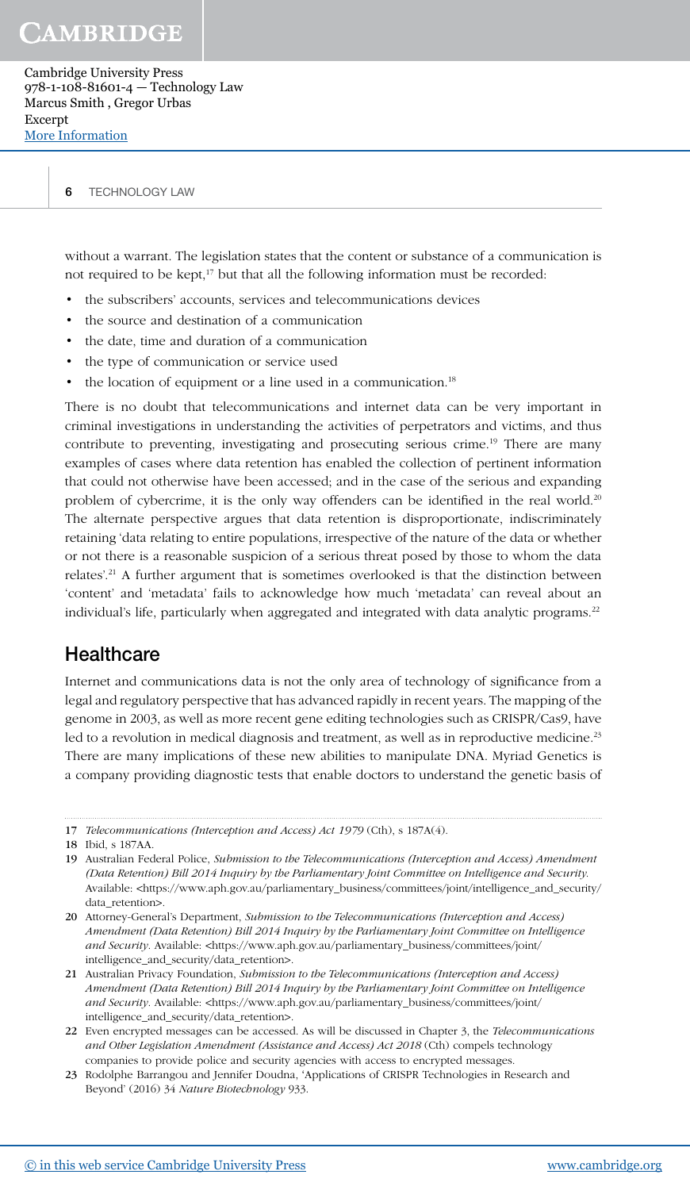without a warrant. The legislation states that the content or substance of a communication is not required to be kept,[17] but that all the following information must be recorded:

- the subscribers' accounts, services and telecommunications devices
- the source and destination of a communication
- the date, time and duration of a communication
- the type of communication or service used
- the location of equipment or a line used in a communication.[18]

There is no doubt that telecommunications and internet data can be very important in criminal investigations in understanding the activities of perpetrators and victims, and thus contribute to preventing, investigating and prosecuting serious crime.[19] There are many examples of cases where data retention has enabled the collection of pertinent information that could not otherwise have been accessed; and in the case of the serious and expanding problem of cybercrime, it is the only way offenders can be identified in the real world.[20] The alternate perspective argues that data retention is disproportionate, indiscriminately retaining 'data relating to entire populations, irrespective of the nature of the data or whether or not there is a reasonable suspicion of a serious threat posed by those to whom the data relates'.[21] A further argument that is sometimes overlooked is that the distinction between 'content' and 'metadata' fails to acknowledge how much 'metadata' can reveal about an individual's life, particularly when aggregated and integrated with data analytic programs.[22]

## Healthcare

Internet and communications data is not the only area of technology of significance from a legal and regulatory perspective that has advanced rapidly in recent years. The mapping of the genome in 2003, as well as more recent gene editing technologies such as CRISPR/Cas9, have led to a revolution in medical diagnosis and treatment, as well as in reproductive medicine.[23] There are many implications of these new abilities to manipulate DNA. Myriad Genetics is a company providing diagnostic tests that enable doctors to understand the genetic basis of

---

17 *Telecommunications (Interception and Access) Act 1979* (Cth), s 187A(4).

18 Ibid, s 187AA.

19 Australian Federal Police, *Submission to the Telecommunications (Interception and Access) Amendment (Data Retention) Bill 2014 Inquiry by the Parliamentary Joint Committee on Intelligence and Security.* Available: <https://www.aph.gov.au/parliamentary_business/committees/joint/intelligence_and_security/data_retention>.

20 Attorney-General's Department, *Submission to the Telecommunications (Interception and Access) Amendment (Data Retention) Bill 2014 Inquiry by the Parliamentary Joint Committee on Intelligence and Security.* Available: <https://www.aph.gov.au/parliamentary_business/committees/joint/intelligence_and_security/data_retention>.

21 Australian Privacy Foundation, *Submission to the Telecommunications (Interception and Access) Amendment (Data Retention) Bill 2014 Inquiry by the Parliamentary Joint Committee on Intelligence and Security.* Available: <https://www.aph.gov.au/parliamentary_business/committees/joint/intelligence_and_security/data_retention>.

22 Even encrypted messages can be accessed. As will be discussed in Chapter 3, the *Telecommunications and Other Legislation Amendment (Assistance and Access) Act 2018* (Cth) compels technology companies to provide police and security agencies with access to encrypted messages.

23 Rodolphe Barrangou and Jennifer Doudna, 'Applications of CRISPR Technologies in Research and Beyond' (2016) 34 *Nature Biotechnology* 933.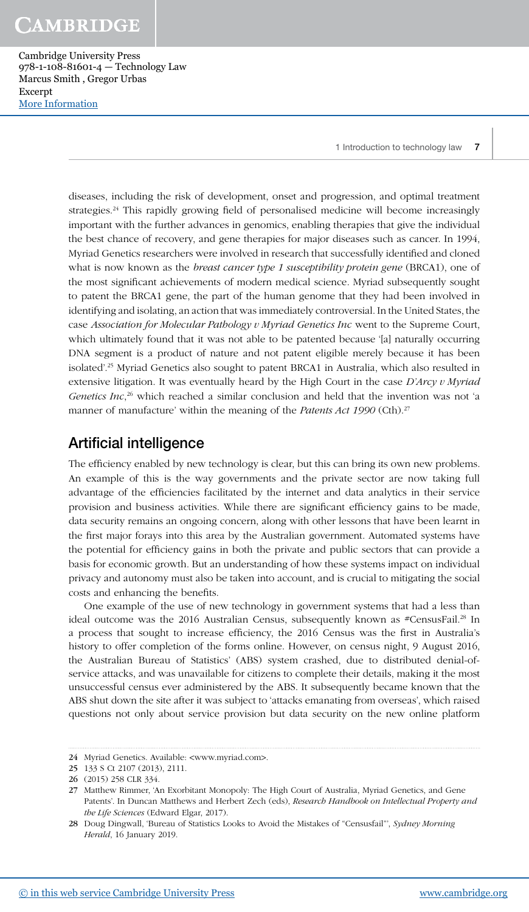diseases, including the risk of development, onset and progression, and optimal treatment strategies.[24] This rapidly growing field of personalised medicine will become increasingly important with the further advances in genomics, enabling therapies that give the individual the best chance of recovery, and gene therapies for major diseases such as cancer. In 1994, Myriad Genetics researchers were involved in research that successfully identified and cloned what is now known as the *breast cancer type 1 susceptibility protein gene* (BRCA1), one of the most significant achievements of modern medical science. Myriad subsequently sought to patent the BRCA1 gene, the part of the human genome that they had been involved in identifying and isolating, an action that was immediately controversial. In the United States, the case *Association for Molecular Pathology v Myriad Genetics Inc* went to the Supreme Court, which ultimately found that it was not able to be patented because '[a] naturally occurring DNA segment is a product of nature and not patent eligible merely because it has been isolated'.[25] Myriad Genetics also sought to patent BRCA1 in Australia, which also resulted in extensive litigation. It was eventually heard by the High Court in the case *D'Arcy v Myriad Genetics Inc*,[26] which reached a similar conclusion and held that the invention was not 'a manner of manufacture' within the meaning of the *Patents Act 1990* (Cth).[27]

## Artificial intelligence

The efficiency enabled by new technology is clear, but this can bring its own new problems. An example of this is the way governments and the private sector are now taking full advantage of the efficiencies facilitated by the internet and data analytics in their service provision and business activities. While there are significant efficiency gains to be made, data security remains an ongoing concern, along with other lessons that have been learnt in the first major forays into this area by the Australian government. Automated systems have the potential for efficiency gains in both the private and public sectors that can provide a basis for economic growth. But an understanding of how these systems impact on individual privacy and autonomy must also be taken into account, and is crucial to mitigating the social costs and enhancing the benefits.

One example of the use of new technology in government systems that had a less than ideal outcome was the 2016 Australian Census, subsequently known as #CensusFail.[28] In a process that sought to increase efficiency, the 2016 Census was the first in Australia's history to offer completion of the forms online. However, on census night, 9 August 2016, the Australian Bureau of Statistics' (ABS) system crashed, due to distributed denial-of-service attacks, and was unavailable for citizens to complete their details, making it the most unsuccessful census ever administered by the ABS. It subsequently became known that the ABS shut down the site after it was subject to 'attacks emanating from overseas', which raised questions not only about service provision but data security on the new online platform

24 Myriad Genetics. Available: <www.myriad.com>.

25 133 S Ct 2107 (2013), 2111.

26 (2015) 258 CLR 334.

27 Matthew Rimmer, 'An Exorbitant Monopoly: The High Court of Australia, Myriad Genetics, and Gene Patents'. In Duncan Matthews and Herbert Zech (eds), *Research Handbook on Intellectual Property and the Life Sciences* (Edward Elgar, 2017).

28 Doug Dingwall, 'Bureau of Statistics Looks to Avoid the Mistakes of "Censusfail"', *Sydney Morning Herald*, 16 January 2019.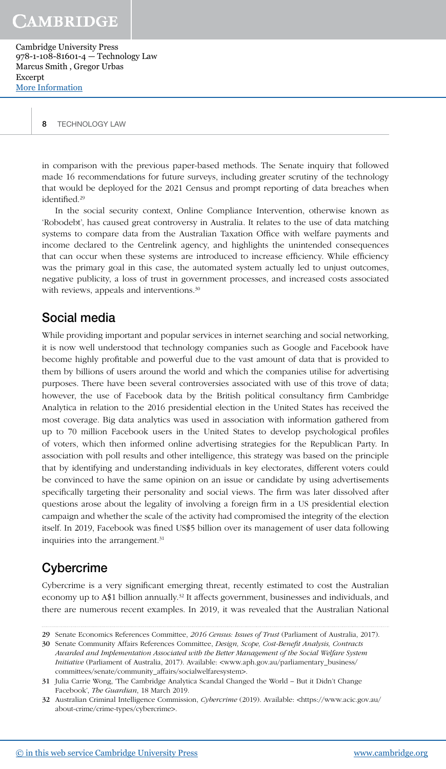in comparison with the previous paper-based methods. The Senate inquiry that followed made 16 recommendations for future surveys, including greater scrutiny of the technology that would be deployed for the 2021 Census and prompt reporting of data breaches when identified.[29]

In the social security context, Online Compliance Intervention, otherwise known as 'Robodebt', has caused great controversy in Australia. It relates to the use of data matching systems to compare data from the Australian Taxation Office with welfare payments and income declared to the Centrelink agency, and highlights the unintended consequences that can occur when these systems are introduced to increase efficiency. While efficiency was the primary goal in this case, the automated system actually led to unjust outcomes, negative publicity, a loss of trust in government processes, and increased costs associated with reviews, appeals and interventions.[30]

## Social media

While providing important and popular services in internet searching and social networking, it is now well understood that technology companies such as Google and Facebook have become highly profitable and powerful due to the vast amount of data that is provided to them by billions of users around the world and which the companies utilise for advertising purposes. There have been several controversies associated with use of this trove of data; however, the use of Facebook data by the British political consultancy firm Cambridge Analytica in relation to the 2016 presidential election in the United States has received the most coverage. Big data analytics was used in association with information gathered from up to 70 million Facebook users in the United States to develop psychological profiles of voters, which then informed online advertising strategies for the Republican Party. In association with poll results and other intelligence, this strategy was based on the principle that by identifying and understanding individuals in key electorates, different voters could be convinced to have the same opinion on an issue or candidate by using advertisements specifically targeting their personality and social views. The firm was later dissolved after questions arose about the legality of involving a foreign firm in a US presidential election campaign and whether the scale of the activity had compromised the integrity of the election itself. In 2019, Facebook was fined US$5 billion over its management of user data following inquiries into the arrangement.[31]

## Cybercrime

Cybercrime is a very significant emerging threat, recently estimated to cost the Australian economy up to A$1 billion annually.[32] It affects government, businesses and individuals, and there are numerous recent examples. In 2019, it was revealed that the Australian National

---

29 Senate Economics References Committee, *2016 Census: Issues of Trust* (Parliament of Australia, 2017).

30 Senate Community Affairs References Committee, *Design, Scope, Cost-Benefit Analysis, Contracts Awarded and Implementation Associated with the Better Management of the Social Welfare System Initiative* (Parliament of Australia, 2017). Available: <www.aph.gov.au/parliamentary_business/committees/senate/community_affairs/socialwelfaresystem>.

31 Julia Carrie Wong, 'The Cambridge Analytica Scandal Changed the World – But it Didn't Change Facebook', *The Guardian*, 18 March 2019.

32 Australian Criminal Intelligence Commission, *Cybercrime* (2019). Available: <https://www.acic.gov.au/about-crime/crime-types/cybercrime>.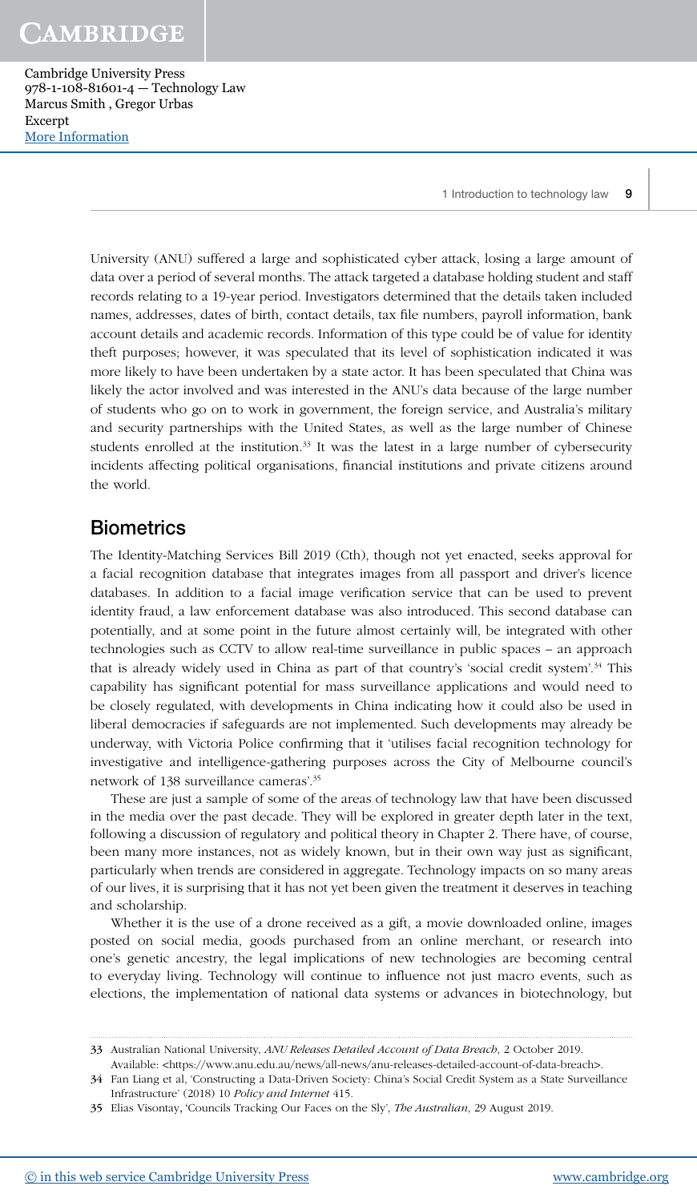University (ANU) suffered a large and sophisticated cyber attack, losing a large amount of data over a period of several months. The attack targeted a database holding student and staff records relating to a 19-year period. Investigators determined that the details taken included names, addresses, dates of birth, contact details, tax file numbers, payroll information, bank account details and academic records. Information of this type could be of value for identity theft purposes; however, it was speculated that its level of sophistication indicated it was more likely to have been undertaken by a state actor. It has been speculated that China was likely the actor involved and was interested in the ANU's data because of the large number of students who go on to work in government, the foreign service, and Australia's military and security partnerships with the United States, as well as the large number of Chinese students enrolled at the institution.[33] It was the latest in a large number of cybersecurity incidents affecting political organisations, financial institutions and private citizens around the world.

## Biometrics

The Identity-Matching Services Bill 2019 (Cth), though not yet enacted, seeks approval for a facial recognition database that integrates images from all passport and driver's licence databases. In addition to a facial image verification service that can be used to prevent identity fraud, a law enforcement database was also introduced. This second database can potentially, and at some point in the future almost certainly will, be integrated with other technologies such as CCTV to allow real-time surveillance in public spaces – an approach that is already widely used in China as part of that country's 'social credit system'.[34] This capability has significant potential for mass surveillance applications and would need to be closely regulated, with developments in China indicating how it could also be used in liberal democracies if safeguards are not implemented. Such developments may already be underway, with Victoria Police confirming that it 'utilises facial recognition technology for investigative and intelligence-gathering purposes across the City of Melbourne council's network of 138 surveillance cameras'.[35]

These are just a sample of some of the areas of technology law that have been discussed in the media over the past decade. They will be explored in greater depth later in the text, following a discussion of regulatory and political theory in Chapter 2. There have, of course, been many more instances, not as widely known, but in their own way just as significant, particularly when trends are considered in aggregate. Technology impacts on so many areas of our lives, it is surprising that it has not yet been given the treatment it deserves in teaching and scholarship.

Whether it is the use of a drone received as a gift, a movie downloaded online, images posted on social media, goods purchased from an online merchant, or research into one's genetic ancestry, the legal implications of new technologies are becoming central to everyday living. Technology will continue to influence not just macro events, such as elections, the implementation of national data systems or advances in biotechnology, but

---

33 Australian National University, *ANU Releases Detailed Account of Data Breach*, 2 October 2019. Available: <https://www.anu.edu.au/news/all-news/anu-releases-detailed-account-of-data-breach>.

34 Fan Liang et al, 'Constructing a Data-Driven Society: China's Social Credit System as a State Surveillance Infrastructure' (2018) 10 *Policy and Internet* 415.

35 Elias Visontay, 'Councils Tracking Our Faces on the Sly', *The Australian*, 29 August 2019.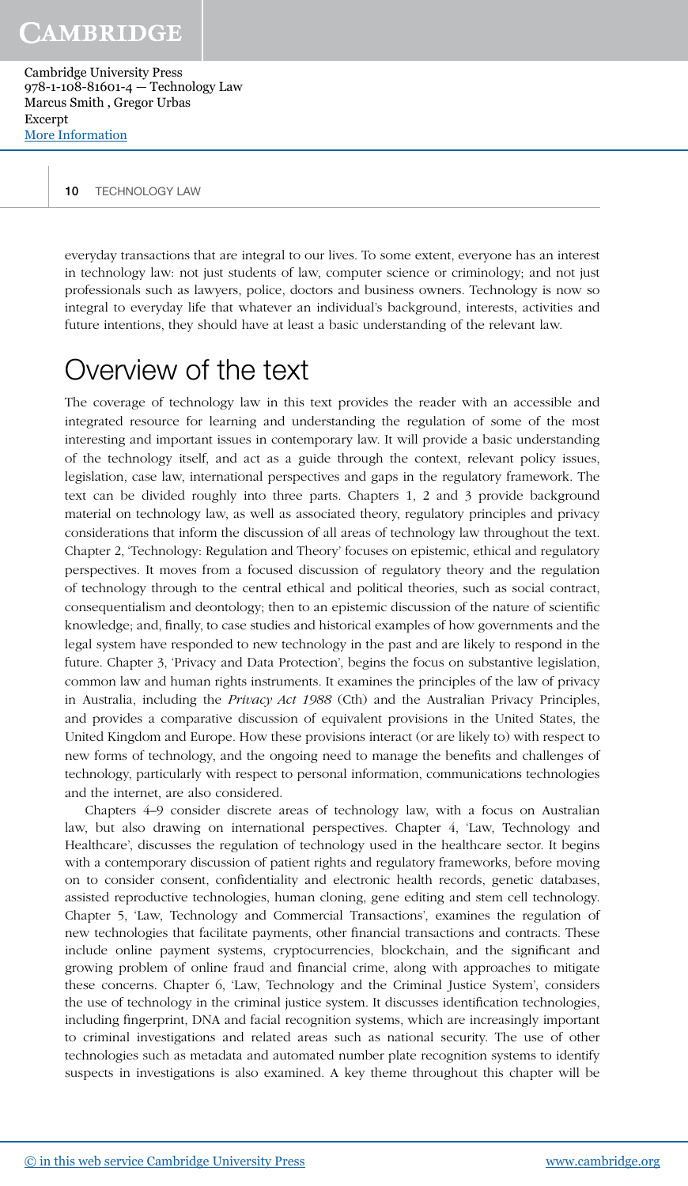everyday transactions that are integral to our lives. To some extent, everyone has an interest in technology law: not just students of law, computer science or criminology; and not just professionals such as lawyers, police, doctors and business owners. Technology is now so integral to everyday life that whatever an individual's background, interests, activities and future intentions, they should have at least a basic understanding of the relevant law.

## Overview of the text

The coverage of technology law in this text provides the reader with an accessible and integrated resource for learning and understanding the regulation of some of the most interesting and important issues in contemporary law. It will provide a basic understanding of the technology itself, and act as a guide through the context, relevant policy issues, legislation, case law, international perspectives and gaps in the regulatory framework. The text can be divided roughly into three parts. Chapters 1, 2 and 3 provide background material on technology law, as well as associated theory, regulatory principles and privacy considerations that inform the discussion of all areas of technology law throughout the text. Chapter 2, 'Technology: Regulation and Theory' focuses on epistemic, ethical and regulatory perspectives. It moves from a focused discussion of regulatory theory and the regulation of technology through to the central ethical and political theories, such as social contract, consequentialism and deontology; then to an epistemic discussion of the nature of scientific knowledge; and, finally, to case studies and historical examples of how governments and the legal system have responded to new technology in the past and are likely to respond in the future. Chapter 3, 'Privacy and Data Protection', begins the focus on substantive legislation, common law and human rights instruments. It examines the principles of the law of privacy in Australia, including the *Privacy Act 1988* (Cth) and the Australian Privacy Principles, and provides a comparative discussion of equivalent provisions in the United States, the United Kingdom and Europe. How these provisions interact (or are likely to) with respect to new forms of technology, and the ongoing need to manage the benefits and challenges of technology, particularly with respect to personal information, communications technologies and the internet, are also considered.

Chapters 4–9 consider discrete areas of technology law, with a focus on Australian law, but also drawing on international perspectives. Chapter 4, 'Law, Technology and Healthcare', discusses the regulation of technology used in the healthcare sector. It begins with a contemporary discussion of patient rights and regulatory frameworks, before moving on to consider consent, confidentiality and electronic health records, genetic databases, assisted reproductive technologies, human cloning, gene editing and stem cell technology. Chapter 5, 'Law, Technology and Commercial Transactions', examines the regulation of new technologies that facilitate payments, other financial transactions and contracts. These include online payment systems, cryptocurrencies, blockchain, and the significant and growing problem of online fraud and financial crime, along with approaches to mitigate these concerns. Chapter 6, 'Law, Technology and the Criminal Justice System', considers the use of technology in the criminal justice system. It discusses identification technologies, including fingerprint, DNA and facial recognition systems, which are increasingly important to criminal investigations and related areas such as national security. The use of other technologies such as metadata and automated number plate recognition systems to identify suspects in investigations is also examined. A key theme throughout this chapter will be